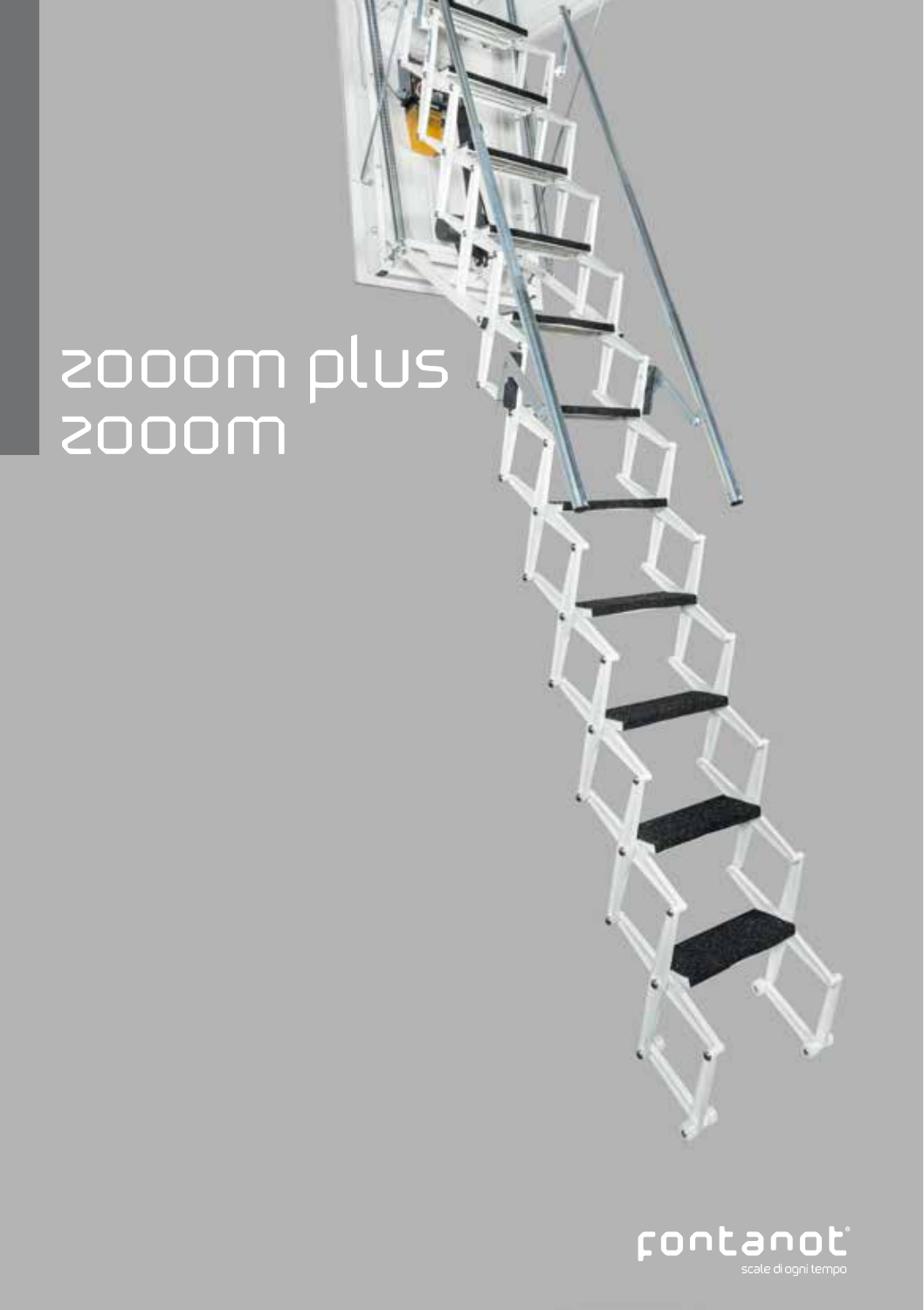# zooom plus
# zooom

fontanot®
scale di ogni tempo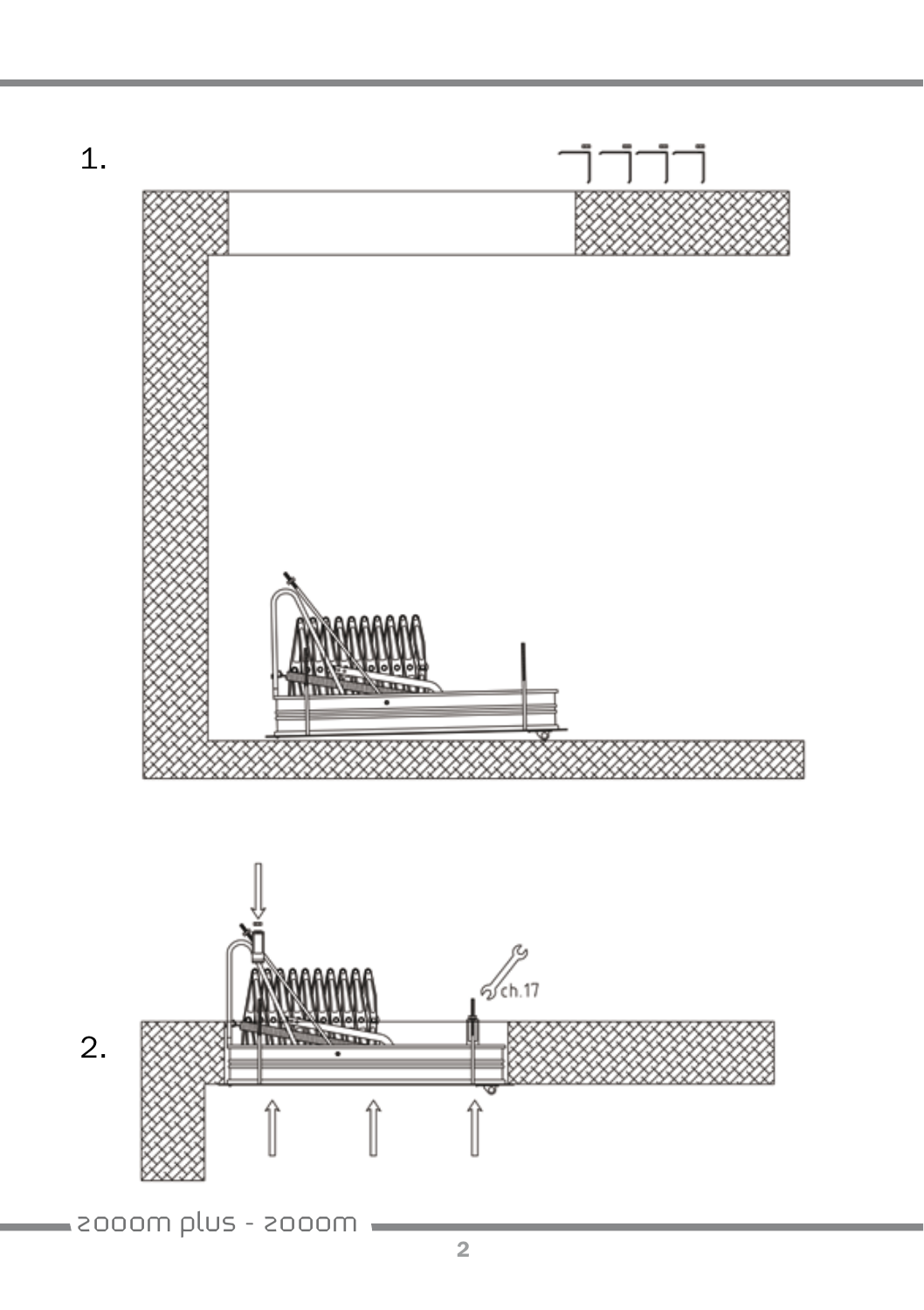1.

2.

ch.17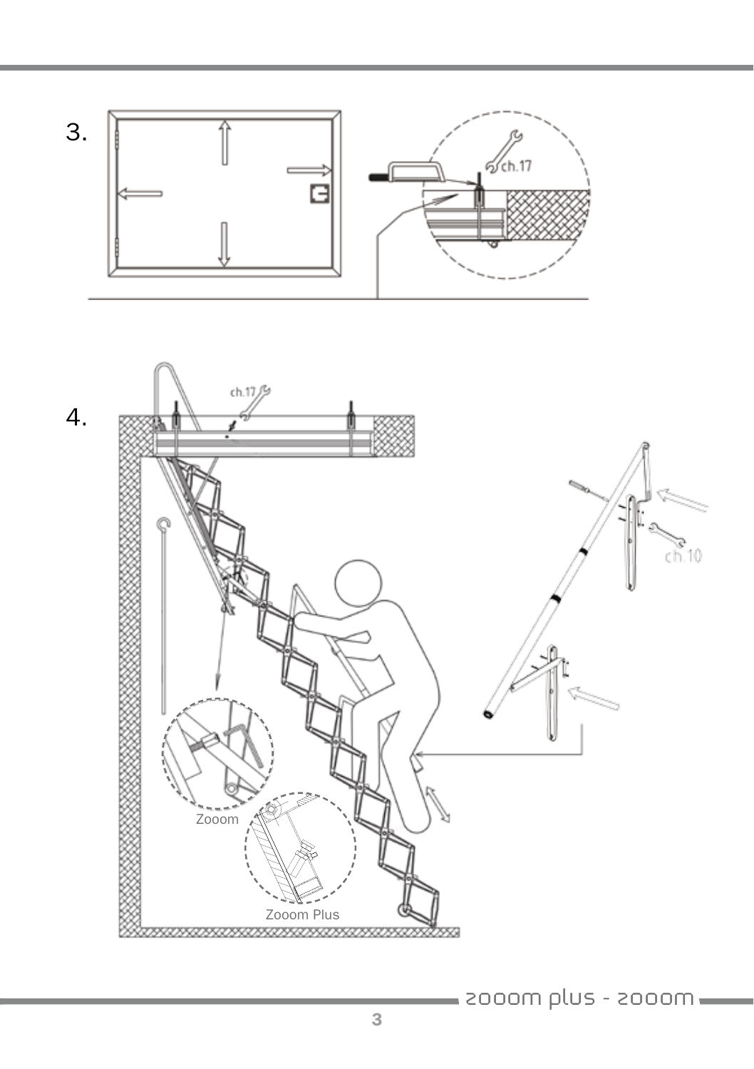3.

ch.17

4.

ch.17

ch.10

Zooom

Zooom Plus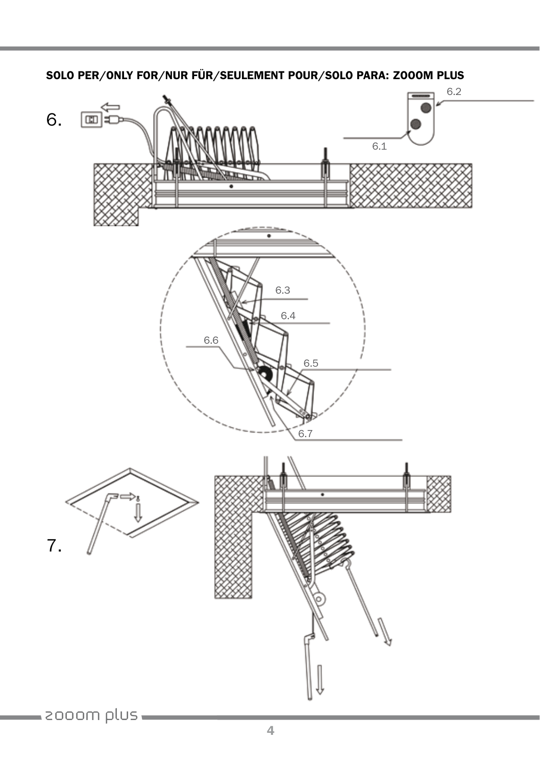**SOLO PER/ONLY FOR/NUR FÜR/SEULEMENT POUR/SOLO PARA: ZOOOM PLUS**

6.

6.1

6.2

6.3

6.4

6.5

6.6

6.7

7.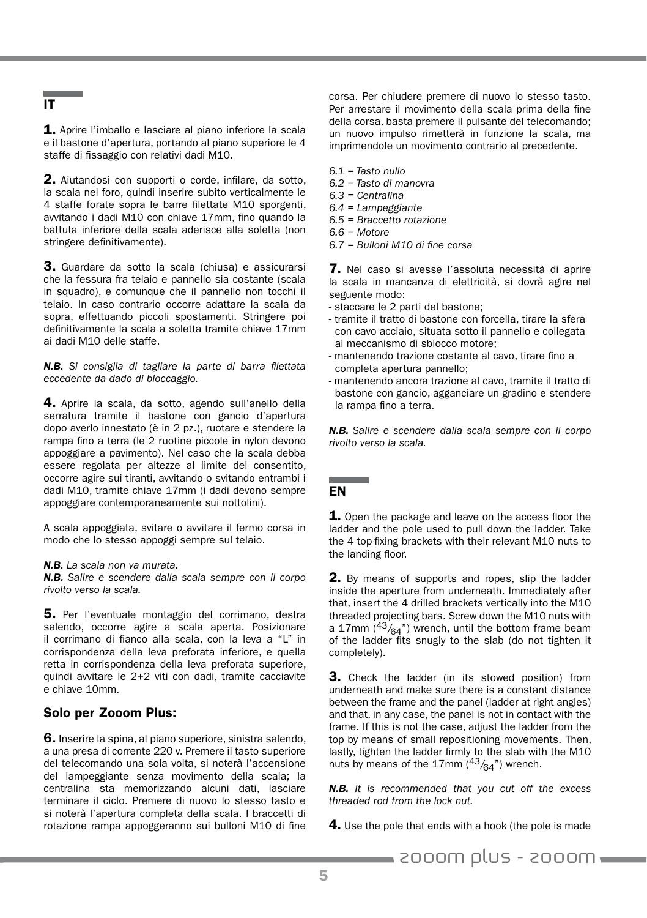## IT

**1.** Aprire l'imballo e lasciare al piano inferiore la scala e il bastone d'apertura, portando al piano superiore le 4 staffe di fissaggio con relativi dadi M10.

**2.** Aiutandosi con supporti o corde, infilare, da sotto, la scala nel foro, quindi inserire subito verticalmente le 4 staffe forate sopra le barre filettate M10 sporgenti, avvitando i dadi M10 con chiave 17mm, fino quando la battuta inferiore della scala aderisce alla soletta (non stringere definitivamente).

**3.** Guardare da sotto la scala (chiusa) e assicurarsi che la fessura fra telaio e pannello sia costante (scala in squadro), e comunque che il pannello non tocchi il telaio. In caso contrario occorre adattare la scala da sopra, effettuando piccoli spostamenti. Stringere poi definitivamente la scala a soletta tramite chiave 17mm ai dadi M10 delle staffe.

***N.B.*** *Si consiglia di tagliare la parte di barra filettata eccedente da dado di bloccaggio.*

**4.** Aprire la scala, da sotto, agendo sull'anello della serratura tramite il bastone con gancio d'apertura dopo averlo innestato (è in 2 pz.), ruotare e stendere la rampa fino a terra (le 2 ruotine piccole in nylon devono appoggiare a pavimento). Nel caso che la scala debba essere regolata per altezze al limite del consentito, occorre agire sui tiranti, avvitando o svitando entrambi i dadi M10, tramite chiave 17mm (i dadi devono sempre appoggiare contemporaneamente sui nottolini).

A scala appoggiata, svitare o avvitare il fermo corsa in modo che lo stesso appoggi sempre sul telaio.

***N.B.*** *La scala non va murata.*
***N.B.*** *Salire e scendere dalla scala sempre con il corpo rivolto verso la scala.*

**5.** Per l'eventuale montaggio del corrimano, destra salendo, occorre agire a scala aperta. Posizionare il corrimano di fianco alla scala, con la leva a "L" in corrispondenza della leva preforata inferiore, e quella retta in corrispondenza della leva preforata superiore, quindi avvitare le 2+2 viti con dadi, tramite cacciavite e chiave 10mm.

### Solo per Zooom Plus:

**6.** Inserire la spina, al piano superiore, sinistra salendo, a una presa di corrente 220 v. Premere il tasto superiore del telecomando una sola volta, si noterà l'accensione del lampeggiante senza movimento della scala; la centralina sta memorizzando alcuni dati, lasciare terminare il ciclo. Premere di nuovo lo stesso tasto e si noterà l'apertura completa della scala. I braccetti di rotazione rampa appoggeranno sui bulloni M10 di fine corsa. Per chiudere premere di nuovo lo stesso tasto. Per arrestare il movimento della scala prima della fine della corsa, basta premere il pulsante del telecomando; un nuovo impulso rimetterà in funzione la scala, ma imprimendole un movimento contrario al precedente.

*6.1 = Tasto nullo*
*6.2 = Tasto di manovra*
*6.3 = Centralina*
*6.4 = Lampeggiante*
*6.5 = Braccetto rotazione*
*6.6 = Motore*
*6.7 = Bulloni M10 di fine corsa*

**7.** Nel caso si avesse l'assoluta necessità di aprire la scala in mancanza di elettricità, si dovrà agire nel seguente modo:
- staccare le 2 parti del bastone;
- tramite il tratto di bastone con forcella, tirare la sfera con cavo acciaio, situata sotto il pannello e collegata al meccanismo di sblocco motore;
- mantenendo trazione costante al cavo, tirare fino a completa apertura pannello;
- mantenendo ancora trazione al cavo, tramite il tratto di bastone con gancio, agganciare un gradino e stendere la rampa fino a terra.

***N.B.*** *Salire e scendere dalla scala sempre con il corpo rivolto verso la scala.*

## EN

**1.** Open the package and leave on the access floor the ladder and the pole used to pull down the ladder. Take the 4 top-fixing brackets with their relevant M10 nuts to the landing floor.

**2.** By means of supports and ropes, slip the ladder inside the aperture from underneath. Immediately after that, insert the 4 drilled brackets vertically into the M10 threaded projecting bars. Screw down the M10 nuts with a 17mm ($^{43}/_{64}$") wrench, until the bottom frame beam of the ladder fits snugly to the slab (do not tighten it completely).

**3.** Check the ladder (in its stowed position) from underneath and make sure there is a constant distance between the frame and the panel (ladder at right angles) and that, in any case, the panel is not in contact with the frame. If this is not the case, adjust the ladder from the top by means of small repositioning movements. Then, lastly, tighten the ladder firmly to the slab with the M10 nuts by means of the 17mm ($^{43}/_{64}$") wrench.

***N.B.*** *It is recommended that you cut off the excess threaded rod from the lock nut.*

**4.** Use the pole that ends with a hook (the pole is made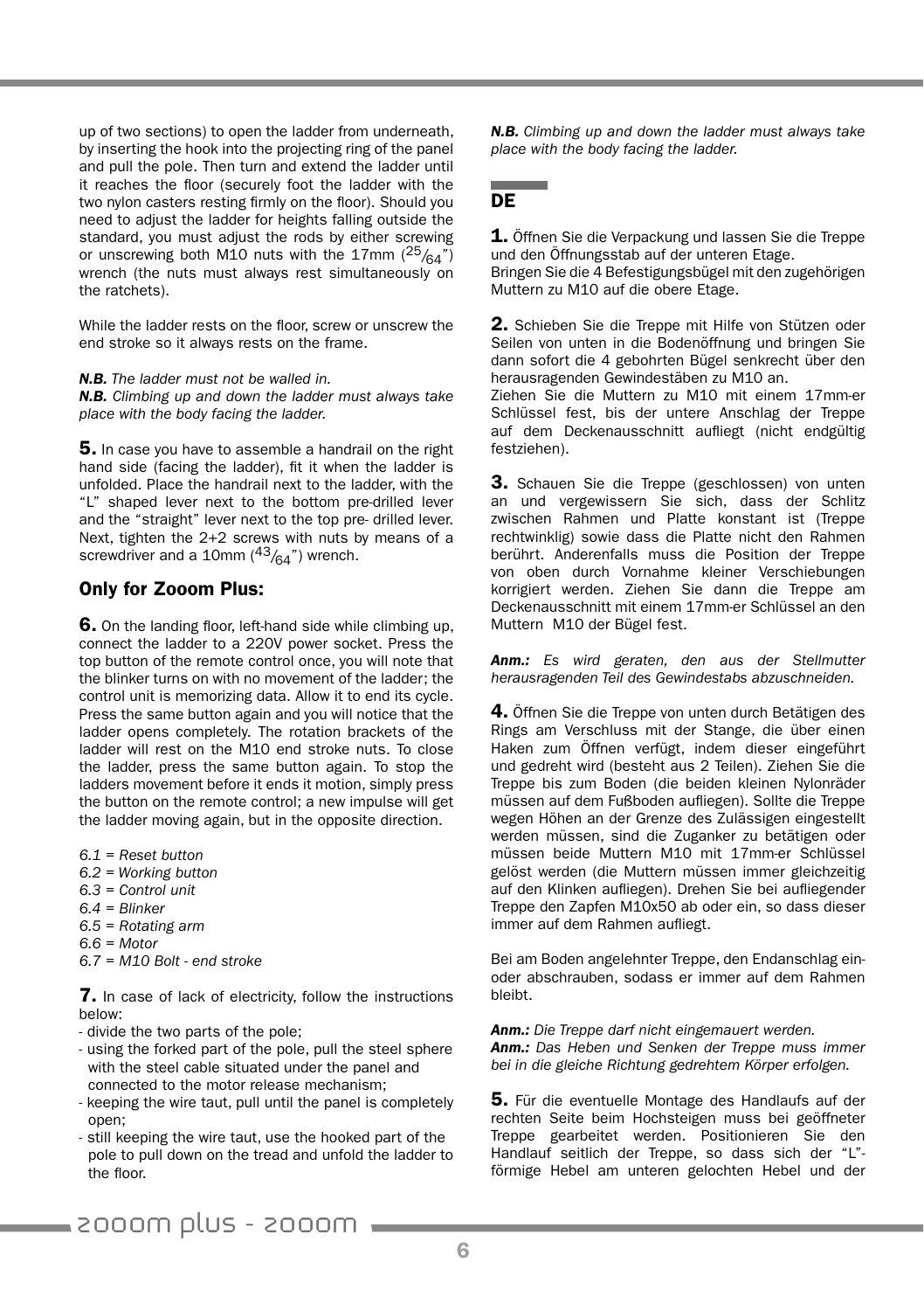up of two sections) to open the ladder from underneath, by inserting the hook into the projecting ring of the panel and pull the pole. Then turn and extend the ladder until it reaches the floor (securely foot the ladder with the two nylon casters resting firmly on the floor). Should you need to adjust the ladder for heights falling outside the standard, you must adjust the rods by either screwing or unscrewing both M10 nuts with the 17mm ($^{25}/_{64}$") wrench (the nuts must always rest simultaneously on the ratchets).

While the ladder rests on the floor, screw or unscrew the end stroke so it always rests on the frame.

***N.B.*** *The ladder must not be walled in.*
***N.B.*** *Climbing up and down the ladder must always take place with the body facing the ladder.*

**5.** In case you have to assemble a handrail on the right hand side (facing the ladder), fit it when the ladder is unfolded. Place the handrail next to the ladder, with the "L" shaped lever next to the bottom pre-drilled lever and the "straight" lever next to the top pre- drilled lever. Next, tighten the 2+2 screws with nuts by means of a screwdriver and a 10mm ($^{43}/_{64}$") wrench.

## Only for Zooom Plus:

**6.** On the landing floor, left-hand side while climbing up, connect the ladder to a 220V power socket. Press the top button of the remote control once, you will note that the blinker turns on with no movement of the ladder; the control unit is memorizing data. Allow it to end its cycle. Press the same button again and you will notice that the ladder opens completely. The rotation brackets of the ladder will rest on the M10 end stroke nuts. To close the ladder, press the same button again. To stop the ladders movement before it ends it motion, simply press the button on the remote control; a new impulse will get the ladder moving again, but in the opposite direction.

*6.1 = Reset button*
*6.2 = Working button*
*6.3 = Control unit*
*6.4 = Blinker*
*6.5 = Rotating arm*
*6.6 = Motor*
*6.7 = M10 Bolt - end stroke*

**7.** In case of lack of electricity, follow the instructions below:
- divide the two parts of the pole;
- using the forked part of the pole, pull the steel sphere with the steel cable situated under the panel and connected to the motor release mechanism;
- keeping the wire taut, pull until the panel is completely open;
- still keeping the wire taut, use the hooked part of the pole to pull down on the tread and unfold the ladder to the floor.

***N.B.*** *Climbing up and down the ladder must always take place with the body facing the ladder.*

## DE

**1.** Öffnen Sie die Verpackung und lassen Sie die Treppe und den Öffnungsstab auf der unteren Etage.
Bringen Sie die 4 Befestigungsbügel mit den zugehörigen Muttern zu M10 auf die obere Etage.

**2.** Schieben Sie die Treppe mit Hilfe von Stützen oder Seilen von unten in die Bodenöffnung und bringen Sie dann sofort die 4 gebohrten Bügel senkrecht über den herausragenden Gewindestäben zu M10 an.
Ziehen Sie die Muttern zu M10 mit einem 17mm-er Schlüssel fest, bis der untere Anschlag der Treppe auf dem Deckenausschnitt aufliegt (nicht endgültig festziehen).

**3.** Schauen Sie die Treppe (geschlossen) von unten an und vergewissern Sie sich, dass der Schlitz zwischen Rahmen und Platte konstant ist (Treppe rechtwinklig) sowie dass die Platte nicht den Rahmen berührt. Anderenfalls muss die Position der Treppe von oben durch Vornahme kleiner Verschiebungen korrigiert werden. Ziehen Sie dann die Treppe am Deckenausschnitt mit einem 17mm-er Schlüssel an den Muttern M10 der Bügel fest.

***Anm.:*** *Es wird geraten, den aus der Stellmutter herausragenden Teil des Gewindestabs abzuschneiden.*

**4.** Öffnen Sie die Treppe von unten durch Betätigen des Rings am Verschluss mit der Stange, die über einen Haken zum Öffnen verfügt, indem dieser eingeführt und gedreht wird (besteht aus 2 Teilen). Ziehen Sie die Treppe bis zum Boden (die beiden kleinen Nylonräder müssen auf dem Fußboden aufliegen). Sollte die Treppe wegen Höhen an der Grenze des Zulässigen eingestellt werden müssen, sind die Zuganker zu betätigen oder müssen beide Muttern M10 mit 17mm-er Schlüssel gelöst werden (die Muttern müssen immer gleichzeitig auf den Klinken aufliegen). Drehen Sie bei aufliegender Treppe den Zapfen M10x50 ab oder ein, so dass dieser immer auf dem Rahmen aufliegt.

Bei am Boden angelehnter Treppe, den Endanschlag ein- oder abschrauben, sodass er immer auf dem Rahmen bleibt.

***Anm.:*** *Die Treppe darf nicht eingemauert werden.*
***Anm.:*** *Das Heben und Senken der Treppe muss immer bei in die gleiche Richtung gedrehtem Körper erfolgen.*

**5.** Für die eventuelle Montage des Handlaufs auf der rechten Seite beim Hochsteigen muss bei geöffneter Treppe gearbeitet werden. Positionieren Sie den Handlauf seitlich der Treppe, so dass sich der "L"-förmige Hebel am unteren gelochten Hebel und der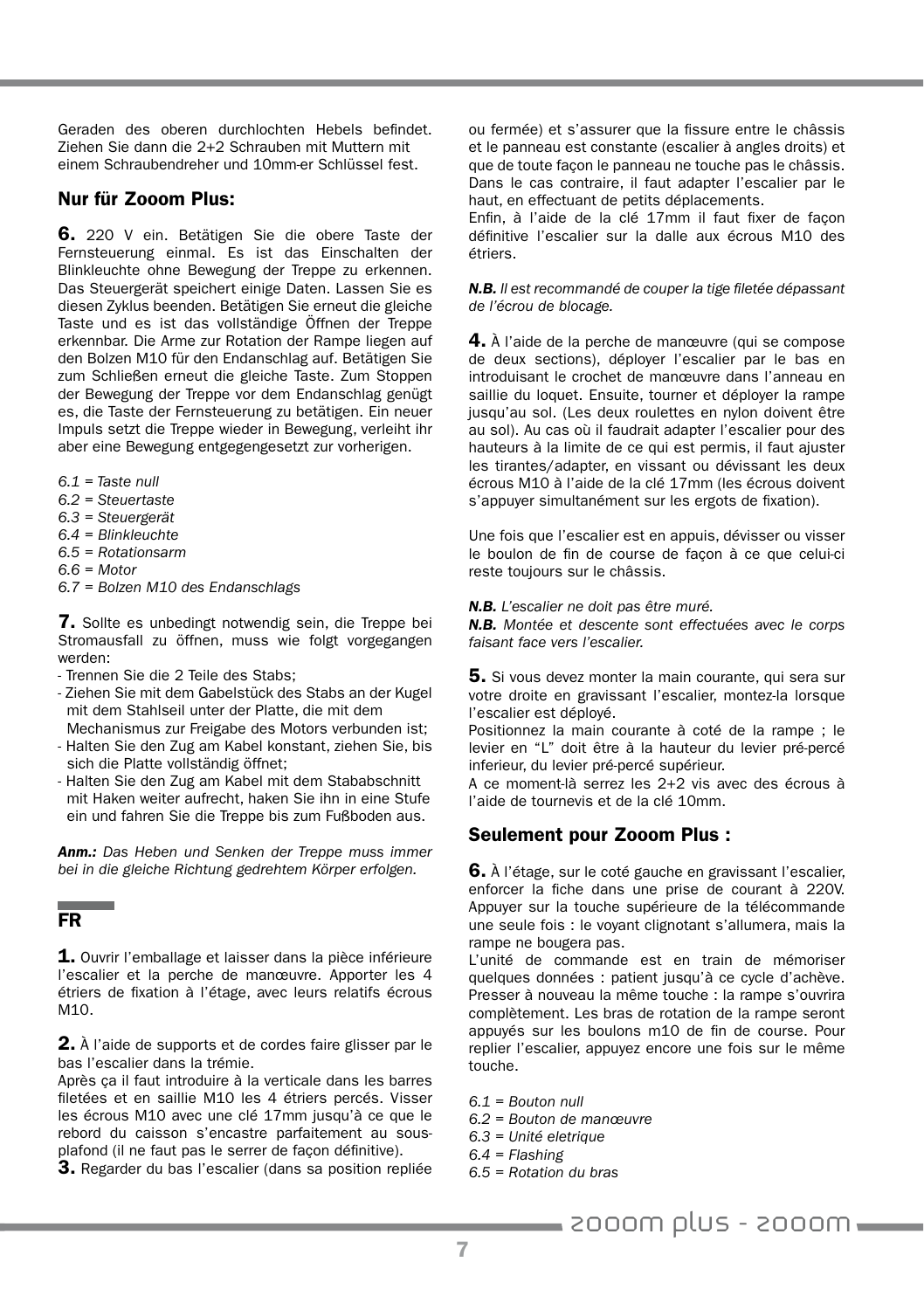Geraden des oberen durchlochten Hebels befindet. Ziehen Sie dann die 2+2 Schrauben mit Muttern mit einem Schraubendreher und 10mm-er Schlüssel fest.

## Nur für Zooom Plus:

**6.** 220 V ein. Betätigen Sie die obere Taste der Fernsteuerung einmal. Es ist das Einschalten der Blinkleuchte ohne Bewegung der Treppe zu erkennen. Das Steuergerät speichert einige Daten. Lassen Sie es diesen Zyklus beenden. Betätigen Sie erneut die gleiche Taste und es ist das vollständige Öffnen der Treppe erkennbar. Die Arme zur Rotation der Rampe liegen auf den Bolzen M10 für den Endanschlag auf. Betätigen Sie zum Schließen erneut die gleiche Taste. Zum Stoppen der Bewegung der Treppe vor dem Endanschlag genügt es, die Taste der Fernsteuerung zu betätigen. Ein neuer Impuls setzt die Treppe wieder in Bewegung, verleiht ihr aber eine Bewegung entgegengesetzt zur vorherigen.

*6.1 = Taste null*
*6.2 = Steuertaste*
*6.3 = Steuergerät*
*6.4 = Blinkleuchte*
*6.5 = Rotationsarm*
*6.6 = Motor*
*6.7 = Bolzen M10 des Endanschlags*

**7.** Sollte es unbedingt notwendig sein, die Treppe bei Stromausfall zu öffnen, muss wie folgt vorgegangen werden:
- Trennen Sie die 2 Teile des Stabs;
- Ziehen Sie mit dem Gabelstück des Stabs an der Kugel mit dem Stahlseil unter der Platte, die mit dem Mechanismus zur Freigabe des Motors verbunden ist;
- Halten Sie den Zug am Kabel konstant, ziehen Sie, bis sich die Platte vollständig öffnet;
- Halten Sie den Zug am Kabel mit dem Stababschnitt mit Haken weiter aufrecht, haken Sie ihn in eine Stufe ein und fahren Sie die Treppe bis zum Fußboden aus.

***Anm.:*** *Das Heben und Senken der Treppe muss immer bei in die gleiche Richtung gedrehtem Körper erfolgen.*

## FR

**1.** Ouvrir l'emballage et laisser dans la pièce inférieure l'escalier et la perche de manœuvre. Apporter les 4 étriers de fixation à l'étage, avec leurs relatifs écrous M10.

**2.** À l'aide de supports et de cordes faire glisser par le bas l'escalier dans la trémie.
Après ça il faut introduire à la verticale dans les barres filetées et en saillie M10 les 4 étriers percés. Visser les écrous M10 avec une clé 17mm jusqu'à ce que le rebord du caisson s'encastre parfaitement au sous-plafond (il ne faut pas le serrer de façon définitive).

**3.** Regarder du bas l'escalier (dans sa position repliée ou fermée) et s'assurer que la fissure entre le châssis et le panneau est constante (escalier à angles droits) et que de toute façon le panneau ne touche pas le châssis. Dans le cas contraire, il faut adapter l'escalier par le haut, en effectuant de petits déplacements.
Enfin, à l'aide de la clé 17mm il faut fixer de façon définitive l'escalier sur la dalle aux écrous M10 des étriers.

***N.B.*** *Il est recommandé de couper la tige filetée dépassant de l'écrou de blocage.*

**4.** À l'aide de la perche de manœuvre (qui se compose de deux sections), déployer l'escalier par le bas en introduisant le crochet de manœuvre dans l'anneau en saillie du loquet. Ensuite, tourner et déployer la rampe jusqu'au sol. (Les deux roulettes en nylon doivent être au sol). Au cas où il faudrait adapter l'escalier pour des hauteurs à la limite de ce qui est permis, il faut ajuster les tirantes/adapter, en vissant ou dévissant les deux écrous M10 à l'aide de la clé 17mm (les écrous doivent s'appuyer simultanément sur les ergots de fixation).

Une fois que l'escalier est en appuis, dévisser ou visser le boulon de fin de course de façon à ce que celui-ci reste toujours sur le châssis.

***N.B.*** *L'escalier ne doit pas être muré.*
***N.B.*** *Montée et descente sont effectuées avec le corps faisant face vers l'escalier.*

**5.** Si vous devez monter la main courante, qui sera sur votre droite en gravissant l'escalier, montez-la lorsque l'escalier est déployé.
Positionnez la main courante à coté de la rampe ; le levier en "L" doit être à la hauteur du levier pré-percé inferieur, du levier pré-percé supérieur.
A ce moment-là serrez les 2+2 vis avec des écrous à l'aide de tournevis et de la clé 10mm.

## Seulement pour Zooom Plus :

**6.** À l'étage, sur le coté gauche en gravissant l'escalier, enforcer la fiche dans une prise de courant à 220V. Appuyer sur la touche supérieure de la télécommande une seule fois : le voyant clignotant s'allumera, mais la rampe ne bougera pas.
L'unité de commande est en train de mémoriser quelques données : patient jusqu'à ce cycle d'achève. Presser à nouveau la même touche : la rampe s'ouvrira complètement. Les bras de rotation de la rampe seront appuyés sur les boulons m10 de fin de course. Pour replier l'escalier, appuyez encore une fois sur le même touche.

*6.1 = Bouton null*
*6.2 = Bouton de manœuvre*
*6.3 = Unité eletrique*
*6.4 = Flashing*
*6.5 = Rotation du bras*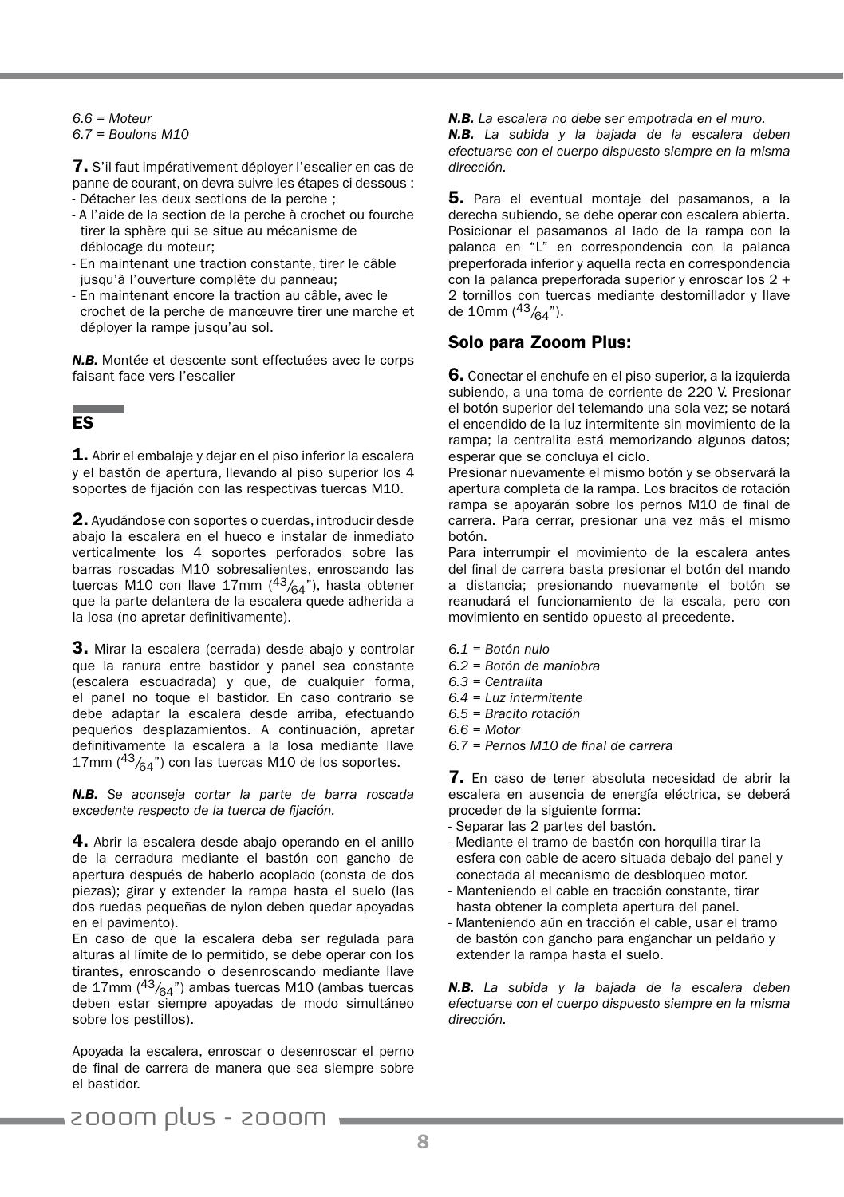*6.6 = Moteur*
*6.7 = Boulons M10*

**7.** S'il faut impérativement déployer l'escalier en cas de panne de courant, on devra suivre les étapes ci-dessous :
- Détacher les deux sections de la perche ;
- A l'aide de la section de la perche à crochet ou fourche tirer la sphère qui se situe au mécanisme de déblocage du moteur;
- En maintenant une traction constante, tirer le câble jusqu'à l'ouverture complète du panneau;
- En maintenant encore la traction au câble, avec le crochet de la perche de manœuvre tirer une marche et déployer la rampe jusqu'au sol.

***N.B.*** Montée et descente sont effectuées avec le corps faisant face vers l'escalier

## ES

**1.** Abrir el embalaje y dejar en el piso inferior la escalera y el bastón de apertura, llevando al piso superior los 4 soportes de fijación con las respectivas tuercas M10.

**2.** Ayudándose con soportes o cuerdas, introducir desde abajo la escalera en el hueco e instalar de inmediato verticalmente los 4 soportes perforados sobre las barras roscadas M10 sobresalientes, enroscando las tuercas M10 con llave 17mm ($^{43}/_{64}$"), hasta obtener que la parte delantera de la escalera quede adherida a la losa (no apretar definitivamente).

**3.** Mirar la escalera (cerrada) desde abajo y controlar que la ranura entre bastidor y panel sea constante (escalera escuadrada) y que, de cualquier forma, el panel no toque el bastidor. En caso contrario se debe adaptar la escalera desde arriba, efectuando pequeños desplazamientos. A continuación, apretar definitivamente la escalera a la losa mediante llave 17mm ($^{43}/_{64}$") con las tuercas M10 de los soportes.

***N.B.*** *Se aconseja cortar la parte de barra roscada excedente respecto de la tuerca de fijación.*

**4.** Abrir la escalera desde abajo operando en el anillo de la cerradura mediante el bastón con gancho de apertura después de haberlo acoplado (consta de dos piezas); girar y extender la rampa hasta el suelo (las dos ruedas pequeñas de nylon deben quedar apoyadas en el pavimento).
En caso de que la escalera deba ser regulada para alturas al límite de lo permitido, se debe operar con los tirantes, enroscando o desenroscando mediante llave de 17mm ($^{43}/_{64}$") ambas tuercas M10 (ambas tuercas deben estar siempre apoyadas de modo simultáneo sobre los pestillos).

Apoyada la escalera, enroscar o desenroscar el perno de final de carrera de manera que sea siempre sobre el bastidor.

***N.B.*** *La escalera no debe ser empotrada en el muro.*
***N.B.*** *La subida y la bajada de la escalera deben efectuarse con el cuerpo dispuesto siempre en la misma dirección.*

**5.** Para el eventual montaje del pasamanos, a la derecha subiendo, se debe operar con escalera abierta. Posicionar el pasamanos al lado de la rampa con la palanca en "L" en correspondencia con la palanca preperforada inferior y aquella recta en correspondencia con la palanca preperforada superior y enroscar los 2 + 2 tornillos con tuercas mediante destornillador y llave de 10mm ($^{43}/_{64}$").

### Solo para Zooom Plus:

**6.** Conectar el enchufe en el piso superior, a la izquierda subiendo, a una toma de corriente de 220 V. Presionar el botón superior del telemando una sola vez; se notará el encendido de la luz intermitente sin movimiento de la rampa; la centralita está memorizando algunos datos; esperar que se concluya el ciclo.
Presionar nuevamente el mismo botón y se observará la apertura completa de la rampa. Los bracitos de rotación rampa se apoyarán sobre los pernos M10 de final de carrera. Para cerrar, presionar una vez más el mismo botón.
Para interrumpir el movimiento de la escalera antes del final de carrera basta presionar el botón del mando a distancia; presionando nuevamente el botón se reanudará el funcionamiento de la escala, pero con movimiento en sentido opuesto al precedente.

*6.1 = Botón nulo*
*6.2 = Botón de maniobra*
*6.3 = Centralita*
*6.4 = Luz intermitente*
*6.5 = Bracito rotación*
*6.6 = Motor*
*6.7 = Pernos M10 de final de carrera*

**7.** En caso de tener absoluta necesidad de abrir la escalera en ausencia de energía eléctrica, se deberá proceder de la siguiente forma:
- Separar las 2 partes del bastón.
- Mediante el tramo de bastón con horquilla tirar la esfera con cable de acero situada debajo del panel y conectada al mecanismo de desbloqueo motor.
- Manteniendo el cable en tracción constante, tirar hasta obtener la completa apertura del panel.
- Manteniendo aún en tracción el cable, usar el tramo de bastón con gancho para enganchar un peldaño y extender la rampa hasta el suelo.

***N.B.*** *La subida y la bajada de la escalera deben efectuarse con el cuerpo dispuesto siempre en la misma dirección.*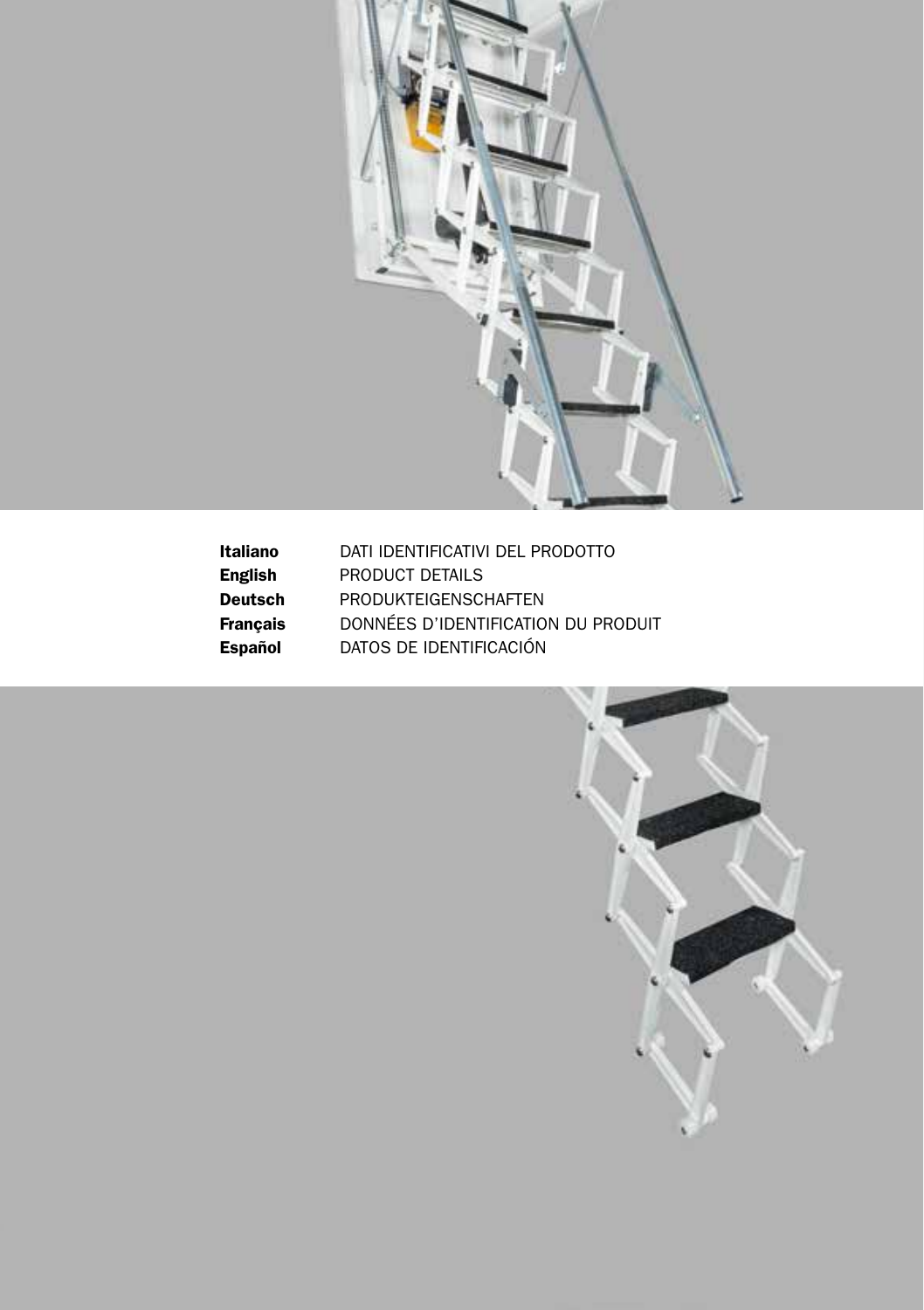| | |
|---|---|
| **Italiano** | DATI IDENTIFICATIVI DEL PRODOTTO |
| **English** | PRODUCT DETAILS |
| **Deutsch** | PRODUKTEIGENSCHAFTEN |
| **Français** | DONNÉES D'IDENTIFICATION DU PRODUIT |
| **Español** | DATOS DE IDENTIFICACIÓN |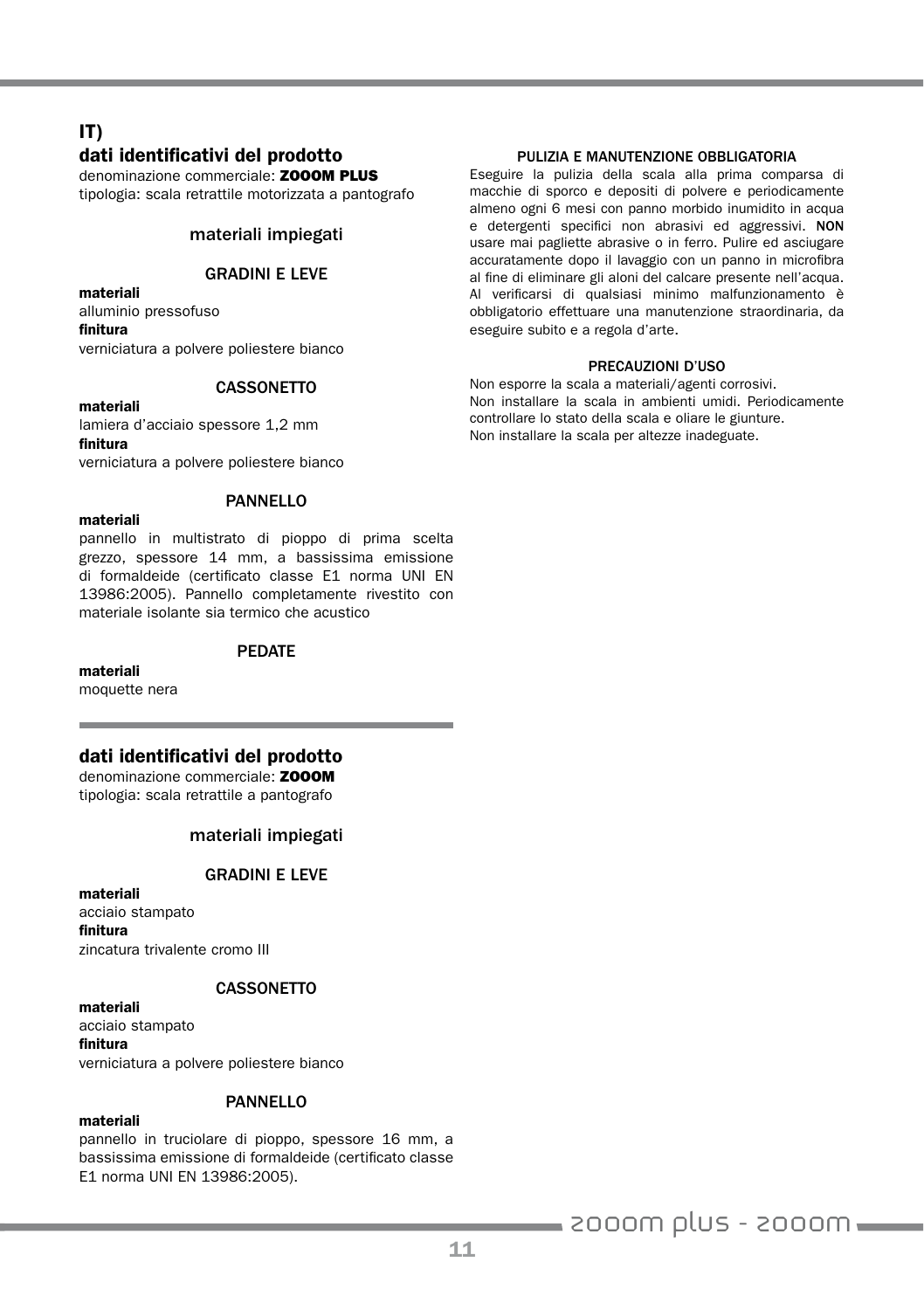# IT)

## dati identificativi del prodotto

denominazione commerciale: **ZOOOM PLUS**
tipologia: scala retrattile motorizzata a pantografo

### materiali impiegati

#### GRADINI E LEVE

**materiali**
alluminio pressofuso
**finitura**
verniciatura a polvere poliestere bianco

#### CASSONETTO

**materiali**
lamiera d'acciaio spessore 1,2 mm
**finitura**
verniciatura a polvere poliestere bianco

#### PANNELLO

**materiali**
pannello in multistrato di pioppo di prima scelta grezzo, spessore 14 mm, a bassissima emissione di formaldeide (certificato classe E1 norma UNI EN 13986:2005). Pannello completamente rivestito con materiale isolante sia termico che acustico

#### PEDATE

**materiali**
moquette nera

## dati identificativi del prodotto

denominazione commerciale: **ZOOOM**
tipologia: scala retrattile a pantografo

### materiali impiegati

#### GRADINI E LEVE

**materiali**
acciaio stampato
**finitura**
zincatura trivalente cromo III

#### CASSONETTO

**materiali**
acciaio stampato
**finitura**
verniciatura a polvere poliestere bianco

#### PANNELLO

**materiali**
pannello in truciolare di pioppo, spessore 16 mm, a bassissima emissione di formaldeide (certificato classe E1 norma UNI EN 13986:2005).

#### PULIZIA E MANUTENZIONE OBBLIGATORIA

Eseguire la pulizia della scala alla prima comparsa di macchie di sporco e depositi di polvere e periodicamente almeno ogni 6 mesi con panno morbido inumidito in acqua e detergenti specifici non abrasivi ed aggressivi. NON usare mai pagliette abrasive o in ferro. Pulire ed asciugare accuratamente dopo il lavaggio con un panno in microfibra al fine di eliminare gli aloni del calcare presente nell'acqua. Al verificarsi di qualsiasi minimo malfunzionamento è obbligatorio effettuare una manutenzione straordinaria, da eseguire subito e a regola d'arte.

#### PRECAUZIONI D'USO

Non esporre la scala a materiali/agenti corrosivi.
Non installare la scala in ambienti umidi. Periodicamente controllare lo stato della scala e oliare le giunture.
Non installare la scala per altezze inadeguate.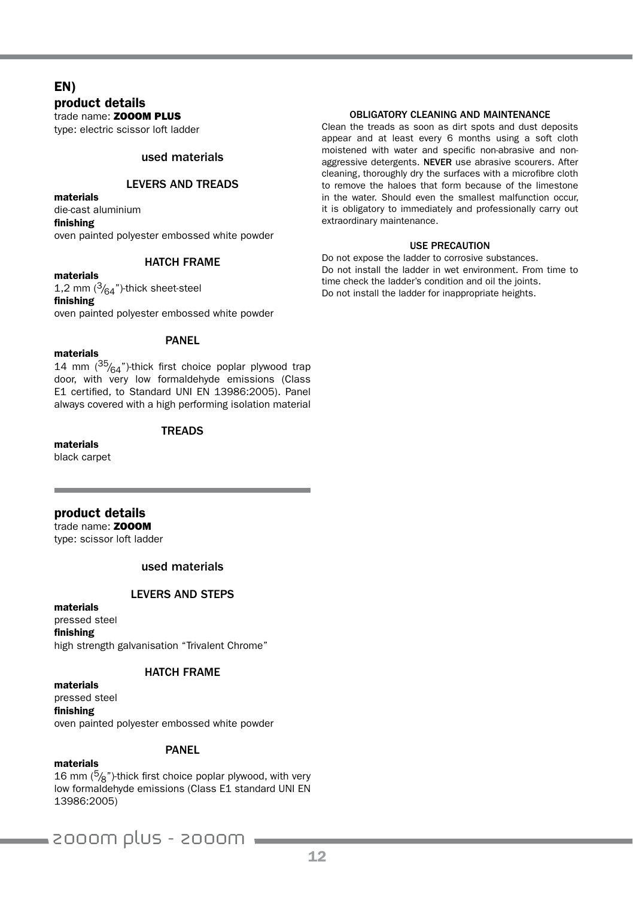# EN)

## product details

trade name: **ZOOOM PLUS**
type: electric scissor loft ladder

### used materials

#### LEVERS AND TREADS

**materials**
die-cast aluminium
**finishing**
oven painted polyester embossed white powder

#### HATCH FRAME

**materials**
1,2 mm ($^3/_{64}$")-thick sheet-steel
**finishing**
oven painted polyester embossed white powder

#### PANEL

**materials**
14 mm ($^{35}/_{64}$")-thick first choice poplar plywood trap door, with very low formaldehyde emissions (Class E1 certified, to Standard UNI EN 13986:2005). Panel always covered with a high performing isolation material

#### TREADS

**materials**
black carpet

## product details

trade name: **ZOOOM**
type: scissor loft ladder

### used materials

#### LEVERS AND STEPS

**materials**
pressed steel
**finishing**
high strength galvanisation "Trivalent Chrome"

#### HATCH FRAME

**materials**
pressed steel
**finishing**
oven painted polyester embossed white powder

#### PANEL

**materials**
16 mm ($^5/_8$")-thick first choice poplar plywood, with very low formaldehyde emissions (Class E1 standard UNI EN 13986:2005)

#### OBLIGATORY CLEANING AND MAINTENANCE

Clean the treads as soon as dirt spots and dust deposits appear and at least every 6 months using a soft cloth moistened with water and specific non-abrasive and non-aggressive detergents. **NEVER** use abrasive scourers. After cleaning, thoroughly dry the surfaces with a microfibre cloth to remove the haloes that form because of the limestone in the water. Should even the smallest malfunction occur, it is obligatory to immediately and professionally carry out extraordinary maintenance.

#### USE PRECAUTION

Do not expose the ladder to corrosive substances.
Do not install the ladder in wet environment. From time to time check the ladder's condition and oil the joints.
Do not install the ladder for inappropriate heights.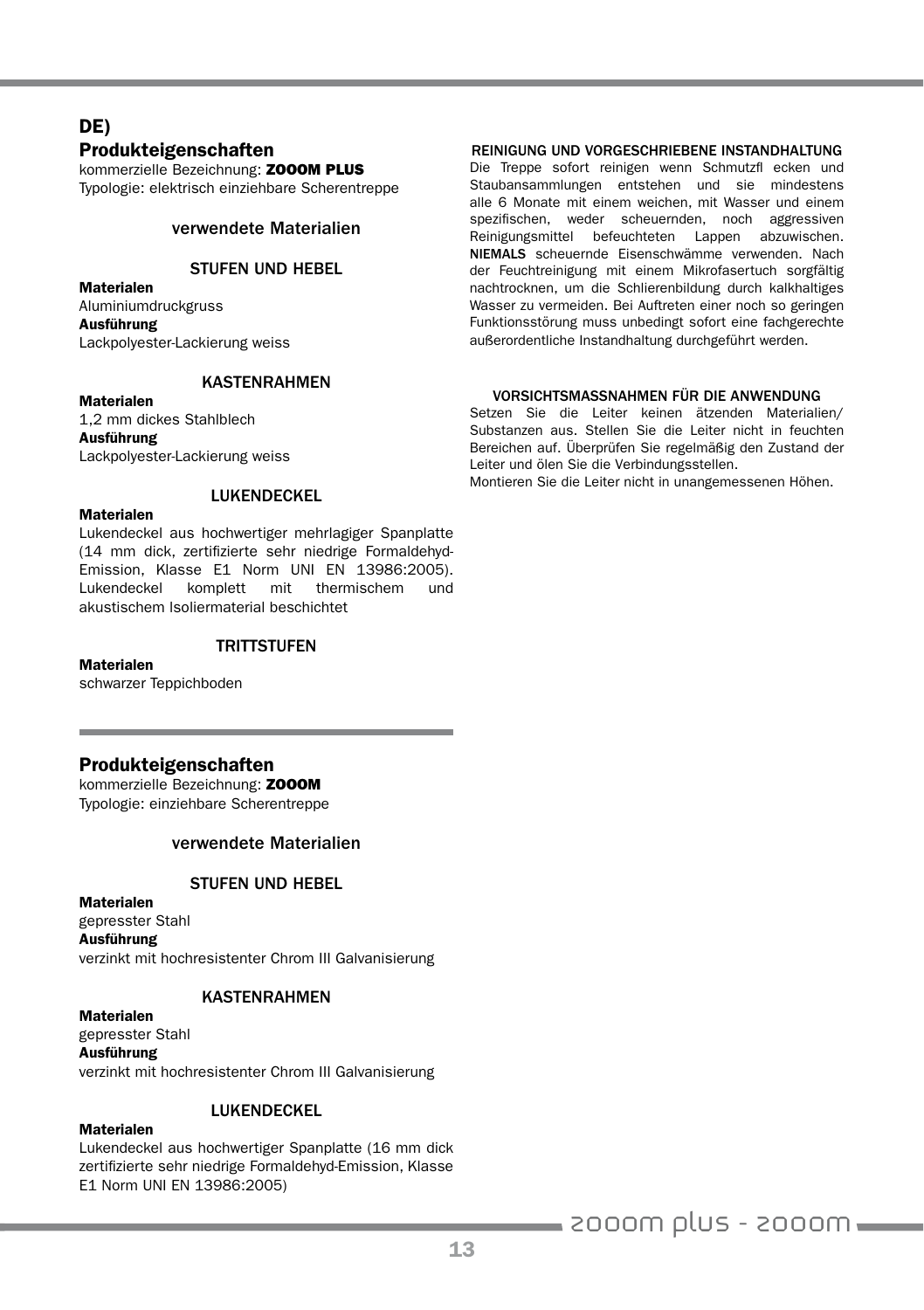## DE)

## Produkteigenschaften

kommerzielle Bezeichnung: **ZOOOM PLUS**
Typologie: elektrisch einziehbare Scherentreppe

### verwendete Materialien

#### STUFEN UND HEBEL

**Materialen**
Aluminiumdruckgruss
**Ausführung**
Lackpolyester-Lackierung weiss

#### KASTENRAHMEN

**Materialen**
1,2 mm dickes Stahlblech
**Ausführung**
Lackpolyester-Lackierung weiss

#### LUKENDECKEL

**Materialen**
Lukendeckel aus hochwertiger mehrlagiger Spanplatte (14 mm dick, zertifizierte sehr niedrige Formaldehyd-Emission, Klasse E1 Norm UNI EN 13986:2005). Lukendeckel komplett mit thermischem und akustischem Isoliermaterial beschichtet

#### TRITTSTUFEN

**Materialen**
schwarzer Teppichboden

## Produkteigenschaften

kommerzielle Bezeichnung: **ZOOOM**
Typologie: einziehbare Scherentreppe

### verwendete Materialien

#### STUFEN UND HEBEL

**Materialen**
gepresster Stahl
**Ausführung**
verzinkt mit hochresistenter Chrom III Galvanisierung

#### KASTENRAHMEN

**Materialen**
gepresster Stahl
**Ausführung**
verzinkt mit hochresistenter Chrom III Galvanisierung

#### LUKENDECKEL

**Materialen**
Lukendeckel aus hochwertiger Spanplatte (16 mm dick zertifizierte sehr niedrige Formaldehyd-Emission, Klasse E1 Norm UNI EN 13986:2005)

#### REINIGUNG UND VORGESCHRIEBENE INSTANDHALTUNG

Die Treppe sofort reinigen wenn Schmutzfl ecken und Staubansammlungen entstehen und sie mindestens alle 6 Monate mit einem weichen, mit Wasser und einem spezifischen, weder scheuernden, noch aggressiven Reinigungsmittel befeuchteten Lappen abzuwischen. **NIEMALS** scheuernde Eisenschwämme verwenden. Nach der Feuchtreinigung mit einem Mikrofasertuch sorgfältig nachtrocknen, um die Schlierenbildung durch kalkhaltiges Wasser zu vermeiden. Bei Auftreten einer noch so geringen Funktionsstörung muss unbedingt sofort eine fachgerechte außerordentliche Instandhaltung durchgeführt werden.

#### VORSICHTSMASSNAHMEN FÜR DIE ANWENDUNG

Setzen Sie die Leiter keinen ätzenden Materialien/ Substanzen aus. Stellen Sie die Leiter nicht in feuchten Bereichen auf. Überprüfen Sie regelmäßig den Zustand der Leiter und ölen Sie die Verbindungsstellen.
Montieren Sie die Leiter nicht in unangemessenen Höhen.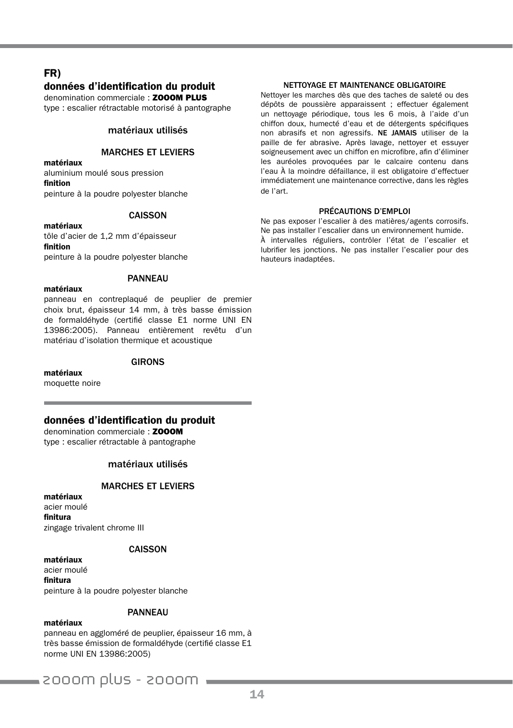# FR)

## données d'identification du produit

denomination commerciale : **ZOOOM PLUS**
type : escalier rétractable motorisé à pantographe

### matériaux utilisés

#### MARCHES ET LEVIERS

**matériaux**
aluminium moulé sous pression
**finition**
peinture à la poudre polyester blanche

#### CAISSON

**matériaux**
tôle d'acier de 1,2 mm d'épaisseur
**finition**
peinture à la poudre polyester blanche

#### PANNEAU

**matériaux**
panneau en contreplaqué de peuplier de premier choix brut, épaisseur 14 mm, à très basse émission de formaldéhyde (certifié classe E1 norme UNI EN 13986:2005). Panneau entièrement revêtu d'un matériau d'isolation thermique et acoustique

#### GIRONS

**matériaux**
moquette noire

## données d'identification du produit

denomination commerciale : **ZOOOM**
type : escalier rétractable à pantographe

### matériaux utilisés

#### MARCHES ET LEVIERS

**matériaux**
acier moulé
**finitura**
zingage trivalent chrome III

#### CAISSON

**matériaux**
acier moulé
**finitura**
peinture à la poudre polyester blanche

#### PANNEAU

**matériaux**
panneau en aggloméré de peuplier, épaisseur 16 mm, à très basse émission de formaldéhyde (certifié classe E1 norme UNI EN 13986:2005)

#### NETTOYAGE ET MAINTENANCE OBLIGATOIRE

Nettoyer les marches dès que des taches de saleté ou des dépôts de poussière apparaissent ; effectuer également un nettoyage périodique, tous les 6 mois, à l'aide d'un chiffon doux, humecté d'eau et de détergents spécifiques non abrasifs et non agressifs. **NE JAMAIS** utiliser de la paille de fer abrasive. Après lavage, nettoyer et essuyer soigneusement avec un chiffon en microfibre, afin d'éliminer les auréoles provoquées par le calcaire contenu dans l'eau À la moindre défaillance, il est obligatoire d'effectuer immédiatement une maintenance corrective, dans les règles de l'art.

#### PRÉCAUTIONS D'EMPLOI

Ne pas exposer l'escalier à des matières/agents corrosifs.
Ne pas installer l'escalier dans un environnement humide.
À intervalles réguliers, contrôler l'état de l'escalier et lubrifier les jonctions. Ne pas installer l'escalier pour des hauteurs inadaptées.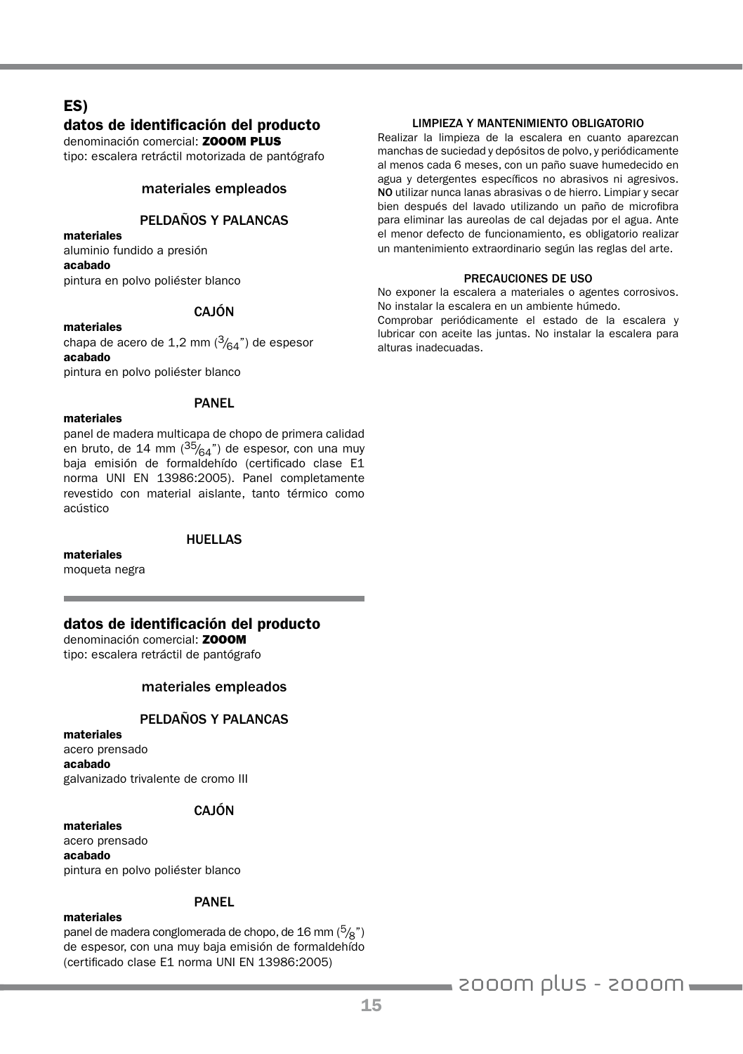# ES)

## datos de identificación del producto

denominación comercial: **ZOOOM PLUS**
tipo: escalera retráctil motorizada de pantógrafo

### materiales empleados

#### PELDAÑOS Y PALANCAS

**materiales**
aluminio fundido a presión
**acabado**
pintura en polvo poliéster blanco

#### CAJÓN

**materiales**
chapa de acero de 1,2 mm ($^{3}/_{64}$") de espesor
**acabado**
pintura en polvo poliéster blanco

#### PANEL

**materiales**
panel de madera multicapa de chopo de primera calidad en bruto, de 14 mm ($^{35}/_{64}$") de espesor, con una muy baja emisión de formaldehído (certificado clase E1 norma UNI EN 13986:2005). Panel completamente revestido con material aislante, tanto térmico como acústico

#### HUELLAS

**materiales**
moqueta negra

## datos de identificación del producto

denominación comercial: **ZOOOM**
tipo: escalera retráctil de pantógrafo

### materiales empleados

#### PELDAÑOS Y PALANCAS

**materiales**
acero prensado
**acabado**
galvanizado trivalente de cromo III

#### CAJÓN

**materiales**
acero prensado
**acabado**
pintura en polvo poliéster blanco

#### PANEL

**materiales**
panel de madera conglomerada de chopo, de 16 mm ($^{5}/_{8}$") de espesor, con una muy baja emisión de formaldehído (certificado clase E1 norma UNI EN 13986:2005)

#### LIMPIEZA Y MANTENIMIENTO OBLIGATORIO

Realizar la limpieza de la escalera en cuanto aparezcan manchas de suciedad y depósitos de polvo, y periódicamente al menos cada 6 meses, con un paño suave humedecido en agua y detergentes específicos no abrasivos ni agresivos. **NO** utilizar nunca lanas abrasivas o de hierro. Limpiar y secar bien después del lavado utilizando un paño de microfibra para eliminar las aureolas de cal dejadas por el agua. Ante el menor defecto de funcionamiento, es obligatorio realizar un mantenimiento extraordinario según las reglas del arte.

#### PRECAUCIONES DE USO

No exponer la escalera a materiales o agentes corrosivos. No instalar la escalera en un ambiente húmedo.
Comprobar periódicamente el estado de la escalera y lubricar con aceite las juntas. No instalar la escalera para alturas inadecuadas.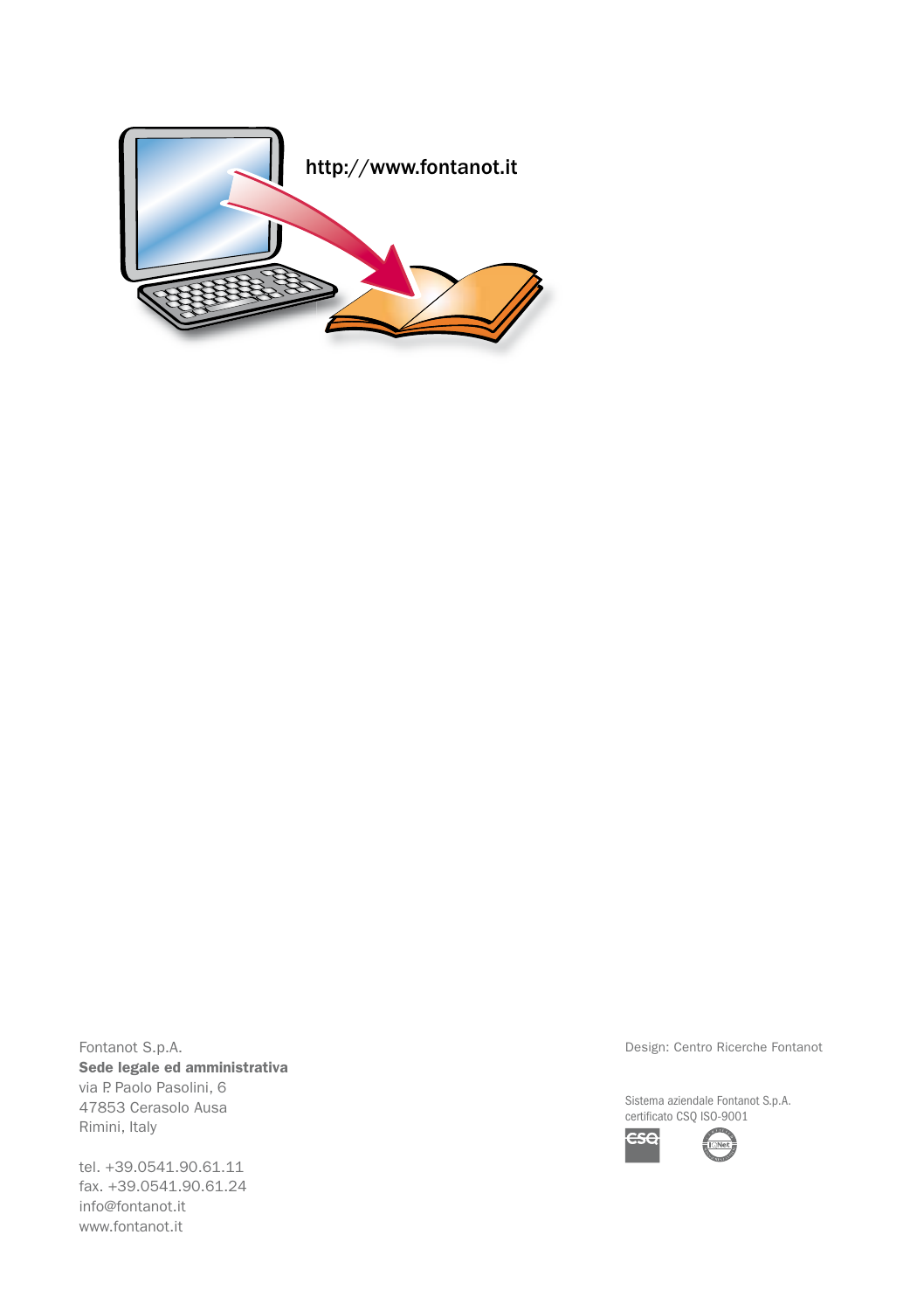http://www.fontanot.it

Fontanot S.p.A.
**Sede legale ed amministrativa**
via P. Paolo Pasolini, 6
47853 Cerasolo Ausa
Rimini, Italy

tel. +39.0541.90.61.11
fax. +39.0541.90.61.24
info@fontanot.it
www.fontanot.it

Design: Centro Ricerche Fontanot

Sistema aziendale Fontanot S.p.A.
certificato CSQ ISO-9001